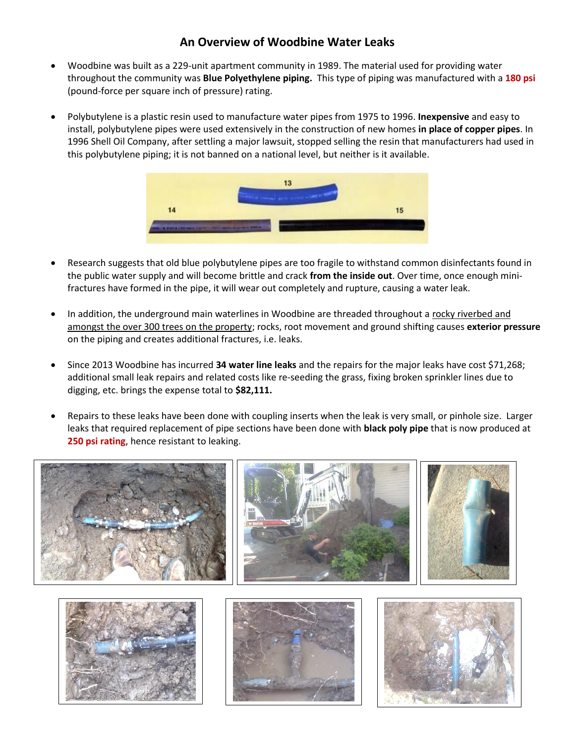# An Overview of Woodbine Water Leaks

- Woodbine was built as a 229-unit apartment community in 1989. The material used for providing water throughout the community was **Blue Polyethylene piping.** This type of piping was manufactured with a **180 psi** (pound-force per square inch of pressure) rating.

- Polybutylene is a plastic resin used to manufacture water pipes from 1975 to 1996. **Inexpensive** and easy to install, polybutylene pipes were used extensively in the construction of new homes **in place of copper pipes**. In 1996 Shell Oil Company, after settling a major lawsuit, stopped selling the resin that manufacturers had used in this polybutylene piping; it is not banned on a national level, but neither is it available.

- Research suggests that old blue polybutylene pipes are too fragile to withstand common disinfectants found in the public water supply and will become brittle and crack **from the inside out**. Over time, once enough mini-fractures have formed in the pipe, it will wear out completely and rupture, causing a water leak.

- In addition, the underground main waterlines in Woodbine are threaded throughout a rocky riverbed and amongst the over 300 trees on the property; rocks, root movement and ground shifting causes **exterior pressure** on the piping and creates additional fractures, i.e. leaks.

- Since 2013 Woodbine has incurred **34 water line leaks** and the repairs for the major leaks have cost $71,268; additional small leak repairs and related costs like re-seeding the grass, fixing broken sprinkler lines due to digging, etc. brings the expense total to **$82,111.**

- Repairs to these leaks have been done with coupling inserts when the leak is very small, or pinhole size. Larger leaks that required replacement of pipe sections have been done with **black poly pipe** that is now produced at **250 psi rating**, hence resistant to leaking.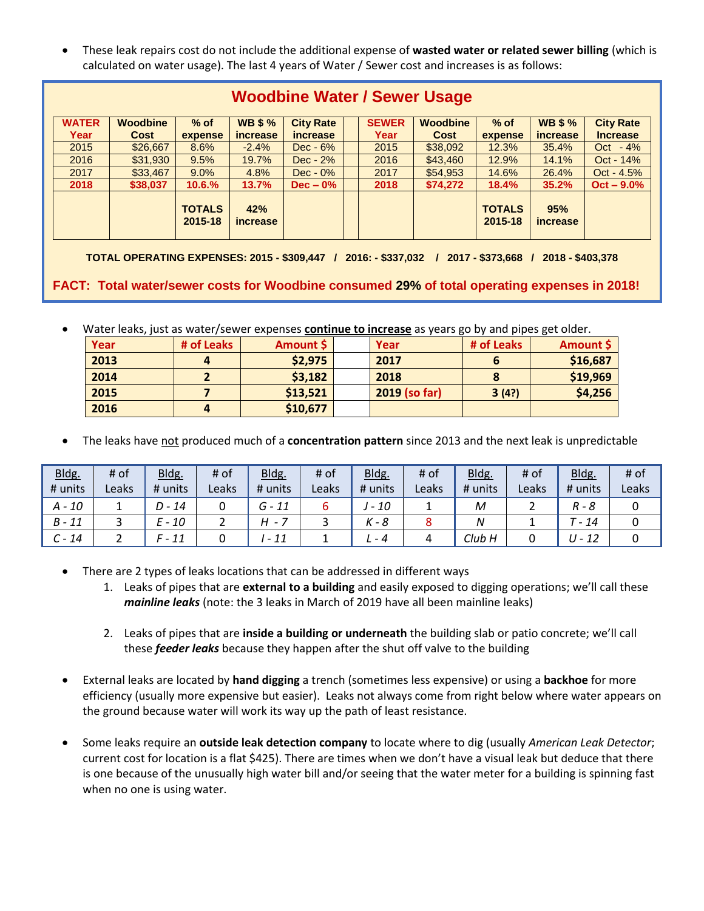- These leak repairs cost do not include the additional expense of **wasted water or related sewer billing** (which is calculated on water usage). The last 4 years of Water / Sewer cost and increases is as follows:

## Woodbine Water / Sewer Usage

| WATER Year | Woodbine Cost | % of expense | WB $ % increase | City Rate increase | | SEWER Year | Woodbine Cost | % of expense | WB $ % increase | City Rate Increase |
|---|---|---|---|---|---|---|---|---|---|---|
| 2015 | $26,667 | 8.6% | -2.4% | Dec - 6% | | 2015 | $38,092 | 12.3% | 35.4% | Oct - 4% |
| 2016 | $31,930 | 9.5% | 19.7% | Dec - 2% | | 2016 | $43,460 | 12.9% | 14.1% | Oct - 14% |
| 2017 | $33,467 | 9.0% | 4.8% | Dec - 0% | | 2017 | $54,953 | 14.6% | 26.4% | Oct - 4.5% |
| **2018** | **$38,037** | **10.6.%** | **13.7%** | **Dec – 0%** | | **2018** | **$74,272** | **18.4%** | **35.2%** | **Oct – 9.0%** |
| | | **TOTALS 2015-18** | **42% increase** | | | | | **TOTALS 2015-18** | **95% increase** | |

**TOTAL OPERATING EXPENSES: 2015 - $309,447 / 2016: - $337,032 / 2017 - $373,668 / 2018 - $403,378**

**FACT: Total water/sewer costs for Woodbine consumed 29% of total operating expenses in 2018!**

- Water leaks, just as water/sewer expenses **continue to increase** as years go by and pipes get older.

| Year | # of Leaks | Amount $ | | Year | # of Leaks | Amount $ |
|---|---|---|---|---|---|---|
| **2013** | **4** | **$2,975** | | **2017** | **6** | **$16,687** |
| **2014** | **2** | **$3,182** | | **2018** | **8** | **$19,969** |
| **2015** | **7** | **$13,521** | | **2019 (so far)** | **3 (4?)** | **$4,256** |
| **2016** | **4** | **$10,677** | | | | |

- The leaks have not produced much of a **concentration pattern** since 2013 and the next leak is unpredictable

| Bldg. # units | # of Leaks | Bldg. # units | # of Leaks | Bldg. # units | # of Leaks | Bldg. # units | # of Leaks | Bldg. # units | # of Leaks | Bldg. # units | # of Leaks |
|---|---|---|---|---|---|---|---|---|---|---|---|
| *A - 10* | 1 | *D - 14* | 0 | *G - 11* | 6 | *J - 10* | 1 | *M* | 2 | *R - 8* | 0 |
| *B - 11* | 3 | *E - 10* | 2 | *H - 7* | 3 | *K - 8* | 8 | *N* | 1 | *T - 14* | 0 |
| *C - 14* | 2 | *F - 11* | 0 | *I - 11* | 1 | *L - 4* | 4 | *Club H* | 0 | *U - 12* | 0 |

- There are 2 types of leaks locations that can be addressed in different ways
  1. Leaks of pipes that are **external to a building** and easily exposed to digging operations; we'll call these ***mainline leaks*** (note: the 3 leaks in March of 2019 have all been mainline leaks)
  2. Leaks of pipes that are **inside a building or underneath** the building slab or patio concrete; we'll call these ***feeder leaks*** because they happen after the shut off valve to the building

- External leaks are located by **hand digging** a trench (sometimes less expensive) or using a **backhoe** for more efficiency (usually more expensive but easier). Leaks not always come from right below where water appears on the ground because water will work its way up the path of least resistance.

- Some leaks require an **outside leak detection company** to locate where to dig (usually *American Leak Detector*; current cost for location is a flat $425). There are times when we don't have a visual leak but deduce that there is one because of the unusually high water bill and/or seeing that the water meter for a building is spinning fast when no one is using water.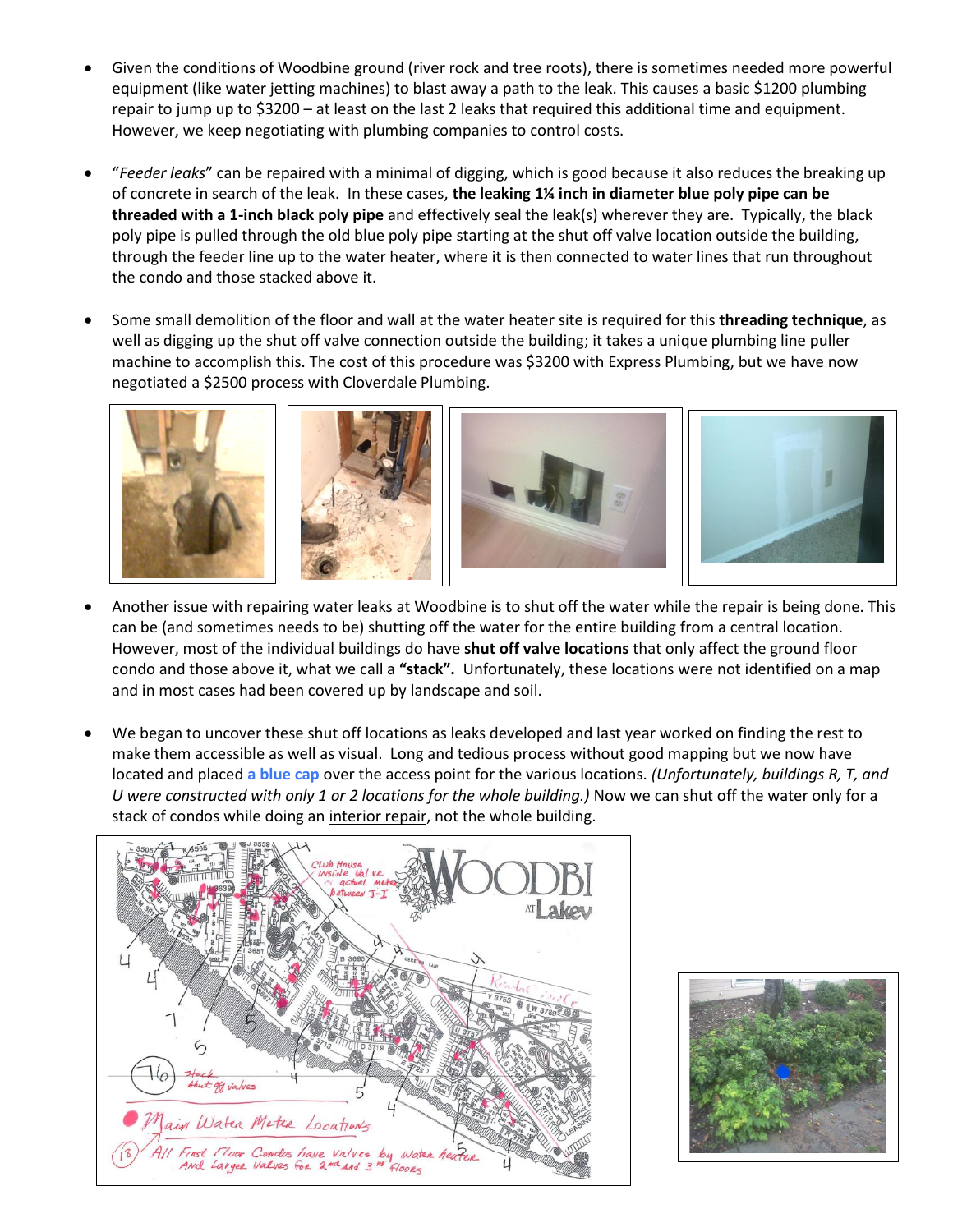- Given the conditions of Woodbine ground (river rock and tree roots), there is sometimes needed more powerful equipment (like water jetting machines) to blast away a path to the leak. This causes a basic $1200 plumbing repair to jump up to $3200 – at least on the last 2 leaks that required this additional time and equipment. However, we keep negotiating with plumbing companies to control costs.

- "*Feeder leaks*" can be repaired with a minimal of digging, which is good because it also reduces the breaking up of concrete in search of the leak. In these cases, **the leaking 1¼ inch in diameter blue poly pipe can be threaded with a 1-inch black poly pipe** and effectively seal the leak(s) wherever they are. Typically, the black poly pipe is pulled through the old blue poly pipe starting at the shut off valve location outside the building, through the feeder line up to the water heater, where it is then connected to water lines that run throughout the condo and those stacked above it.

- Some small demolition of the floor and wall at the water heater site is required for this **threading technique**, as well as digging up the shut off valve connection outside the building; it takes a unique plumbing line puller machine to accomplish this. The cost of this procedure was $3200 with Express Plumbing, but we have now negotiated a $2500 process with Cloverdale Plumbing.

- Another issue with repairing water leaks at Woodbine is to shut off the water while the repair is being done. This can be (and sometimes needs to be) shutting off the water for the entire building from a central location. However, most of the individual buildings do have **shut off valve locations** that only affect the ground floor condo and those above it, what we call a **"stack".** Unfortunately, these locations were not identified on a map and in most cases had been covered up by landscape and soil.

- We began to uncover these shut off locations as leaks developed and last year worked on finding the rest to make them accessible as well as visual. Long and tedious process without good mapping but we now have located and placed **a blue cap** over the access point for the various locations. *(Unfortunately, buildings R, T, and U were constructed with only 1 or 2 locations for the whole building.)* Now we can shut off the water only for a stack of condos while doing an <u>interior repair</u>, not the whole building.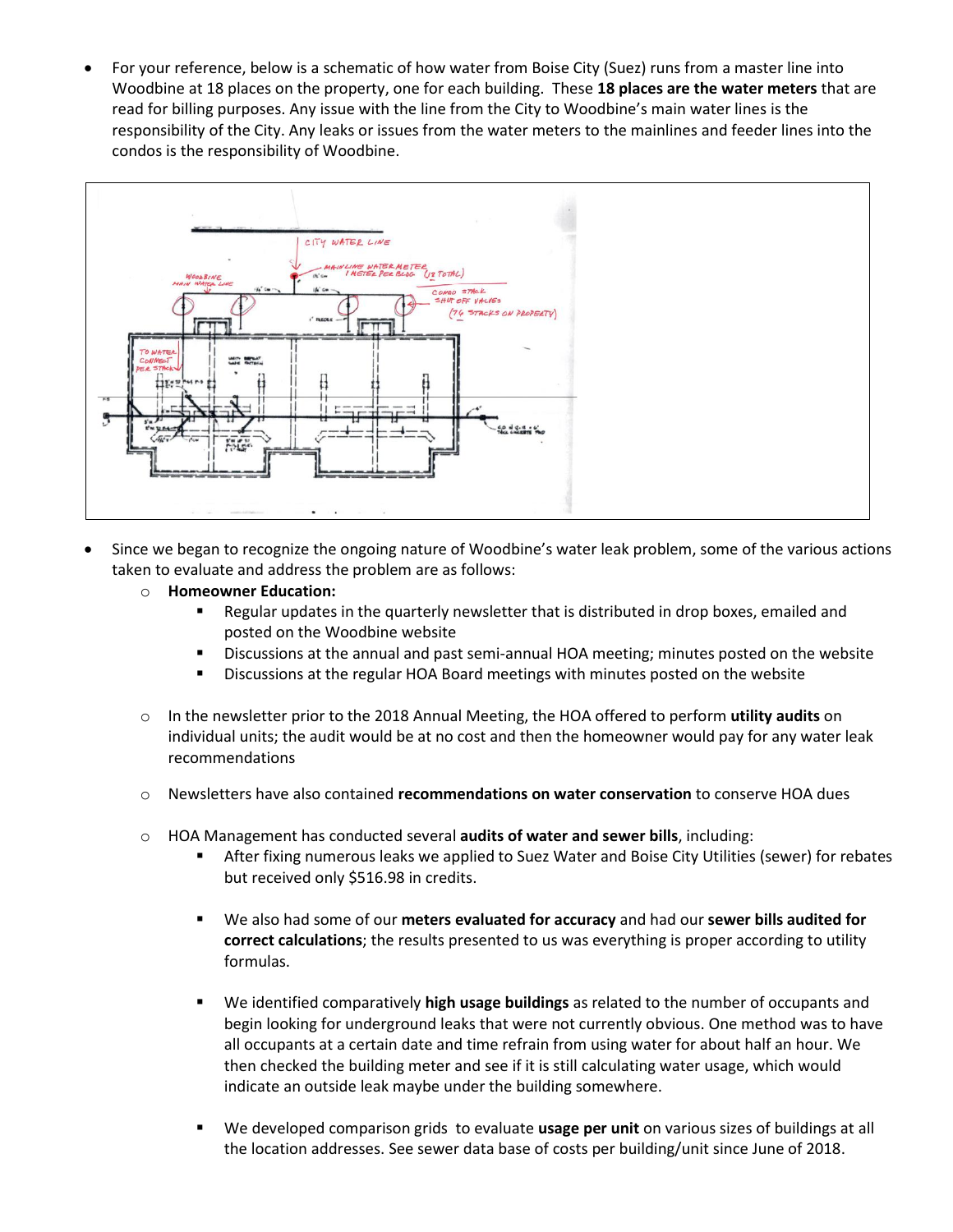- For your reference, below is a schematic of how water from Boise City (Suez) runs from a master line into Woodbine at 18 places on the property, one for each building. These **18 places are the water meters** that are read for billing purposes. Any issue with the line from the City to Woodbine's main water lines is the responsibility of the City. Any leaks or issues from the water meters to the mainlines and feeder lines into the condos is the responsibility of Woodbine.

- Since we began to recognize the ongoing nature of Woodbine's water leak problem, some of the various actions taken to evaluate and address the problem are as follows:
  - **Homeowner Education:**
    - Regular updates in the quarterly newsletter that is distributed in drop boxes, emailed and posted on the Woodbine website
    - Discussions at the annual and past semi-annual HOA meeting; minutes posted on the website
    - Discussions at the regular HOA Board meetings with minutes posted on the website

  - In the newsletter prior to the 2018 Annual Meeting, the HOA offered to perform **utility audits** on individual units; the audit would be at no cost and then the homeowner would pay for any water leak recommendations

  - Newsletters have also contained **recommendations on water conservation** to conserve HOA dues

  - HOA Management has conducted several **audits of water and sewer bills**, including:
    - After fixing numerous leaks we applied to Suez Water and Boise City Utilities (sewer) for rebates but received only $516.98 in credits.

    - We also had some of our **meters evaluated for accuracy** and had our **sewer bills audited for correct calculations**; the results presented to us was everything is proper according to utility formulas.

    - We identified comparatively **high usage buildings** as related to the number of occupants and begin looking for underground leaks that were not currently obvious. One method was to have all occupants at a certain date and time refrain from using water for about half an hour. We then checked the building meter and see if it is still calculating water usage, which would indicate an outside leak maybe under the building somewhere.

    - We developed comparison grids to evaluate **usage per unit** on various sizes of buildings at all the location addresses. See sewer data base of costs per building/unit since June of 2018.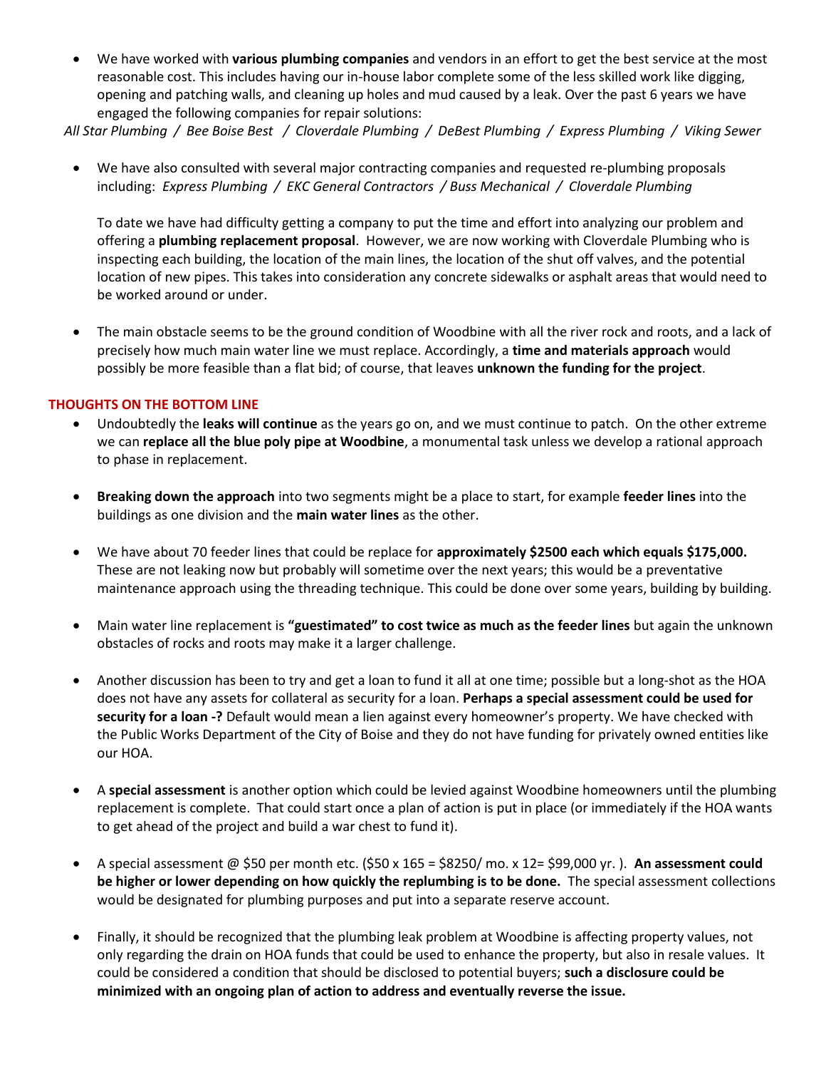- We have worked with **various plumbing companies** and vendors in an effort to get the best service at the most reasonable cost. This includes having our in-house labor complete some of the less skilled work like digging, opening and patching walls, and cleaning up holes and mud caused by a leak. Over the past 6 years we have engaged the following companies for repair solutions:

*All Star Plumbing / Bee Boise Best / Cloverdale Plumbing / DeBest Plumbing / Express Plumbing / Viking Sewer*

- We have also consulted with several major contracting companies and requested re-plumbing proposals including: *Express Plumbing / EKC General Contractors / Buss Mechanical / Cloverdale Plumbing*

  To date we have had difficulty getting a company to put the time and effort into analyzing our problem and offering a **plumbing replacement proposal**. However, we are now working with Cloverdale Plumbing who is inspecting each building, the location of the main lines, the location of the shut off valves, and the potential location of new pipes. This takes into consideration any concrete sidewalks or asphalt areas that would need to be worked around or under.

- The main obstacle seems to be the ground condition of Woodbine with all the river rock and roots, and a lack of precisely how much main water line we must replace. Accordingly, a **time and materials approach** would possibly be more feasible than a flat bid; of course, that leaves **unknown the funding for the project**.

## THOUGHTS ON THE BOTTOM LINE

- Undoubtedly the **leaks will continue** as the years go on, and we must continue to patch. On the other extreme we can **replace all the blue poly pipe at Woodbine**, a monumental task unless we develop a rational approach to phase in replacement.

- **Breaking down the approach** into two segments might be a place to start, for example **feeder lines** into the buildings as one division and the **main water lines** as the other.

- We have about 70 feeder lines that could be replace for **approximately $2500 each which equals $175,000.** These are not leaking now but probably will sometime over the next years; this would be a preventative maintenance approach using the threading technique. This could be done over some years, building by building.

- Main water line replacement is **"guestimated" to cost twice as much as the feeder lines** but again the unknown obstacles of rocks and roots may make it a larger challenge.

- Another discussion has been to try and get a loan to fund it all at one time; possible but a long-shot as the HOA does not have any assets for collateral as security for a loan. **Perhaps a special assessment could be used for security for a loan -?** Default would mean a lien against every homeowner's property. We have checked with the Public Works Department of the City of Boise and they do not have funding for privately owned entities like our HOA.

- A **special assessment** is another option which could be levied against Woodbine homeowners until the plumbing replacement is complete. That could start once a plan of action is put in place (or immediately if the HOA wants to get ahead of the project and build a war chest to fund it).

- A special assessment @ $50 per month etc. ($50 x 165 = $8250/ mo. x 12= $99,000 yr. ). **An assessment could be higher or lower depending on how quickly the replumbing is to be done.** The special assessment collections would be designated for plumbing purposes and put into a separate reserve account.

- Finally, it should be recognized that the plumbing leak problem at Woodbine is affecting property values, not only regarding the drain on HOA funds that could be used to enhance the property, but also in resale values. It could be considered a condition that should be disclosed to potential buyers; **such a disclosure could be minimized with an ongoing plan of action to address and eventually reverse the issue.**